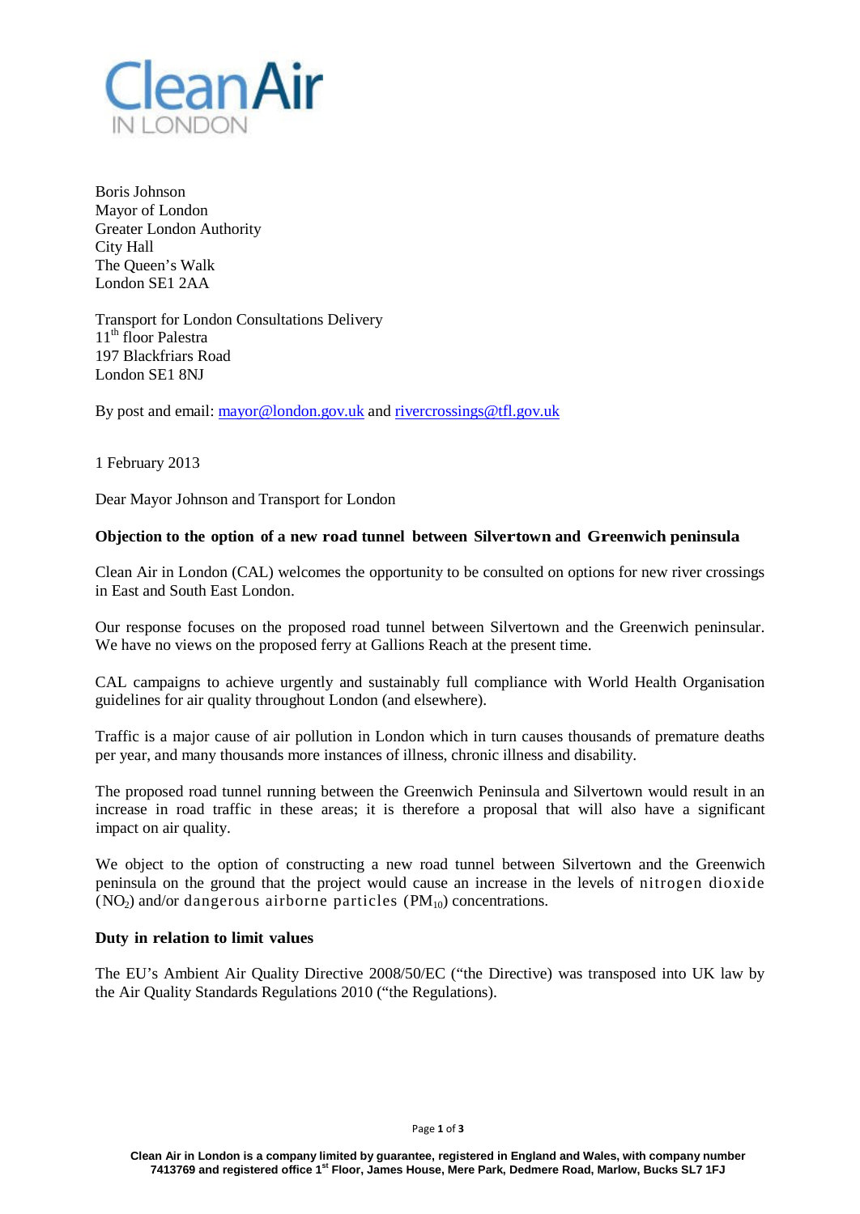Clean Air IN LONDON

Boris Johnson
Mayor of London
Greater London Authority
City Hall
The Queen's Walk
London SE1 2AA

Transport for London Consultations Delivery
11th floor Palestra
197 Blackfriars Road
London SE1 8NJ

By post and email: mayor@london.gov.uk and rivercrossings@tfl.gov.uk

1 February 2013

Dear Mayor Johnson and Transport for London

**Objection to the option of a new road tunnel between Silvertown and Greenwich peninsula**

Clean Air in London (CAL) welcomes the opportunity to be consulted on options for new river crossings in East and South East London.

Our response focuses on the proposed road tunnel between Silvertown and the Greenwich peninsular. We have no views on the proposed ferry at Gallions Reach at the present time.

CAL campaigns to achieve urgently and sustainably full compliance with World Health Organisation guidelines for air quality throughout London (and elsewhere).

Traffic is a major cause of air pollution in London which in turn causes thousands of premature deaths per year, and many thousands more instances of illness, chronic illness and disability.

The proposed road tunnel running between the Greenwich Peninsula and Silvertown would result in an increase in road traffic in these areas; it is therefore a proposal that will also have a significant impact on air quality.

We object to the option of constructing a new road tunnel between Silvertown and the Greenwich peninsula on the ground that the project would cause an increase in the levels of nitrogen dioxide ($NO_2$) and/or dangerous airborne particles ($PM_{10}$) concentrations.

**Duty in relation to limit values**

The EU's Ambient Air Quality Directive 2008/50/EC ("the Directive) was transposed into UK law by the Air Quality Standards Regulations 2010 ("the Regulations).

Clean Air in London is a company limited by guarantee, registered in England and Wales, with company number 7413769 and registered office 1st Floor, James House, Mere Park, Dedmere Road, Marlow, Bucks SL7 1FJ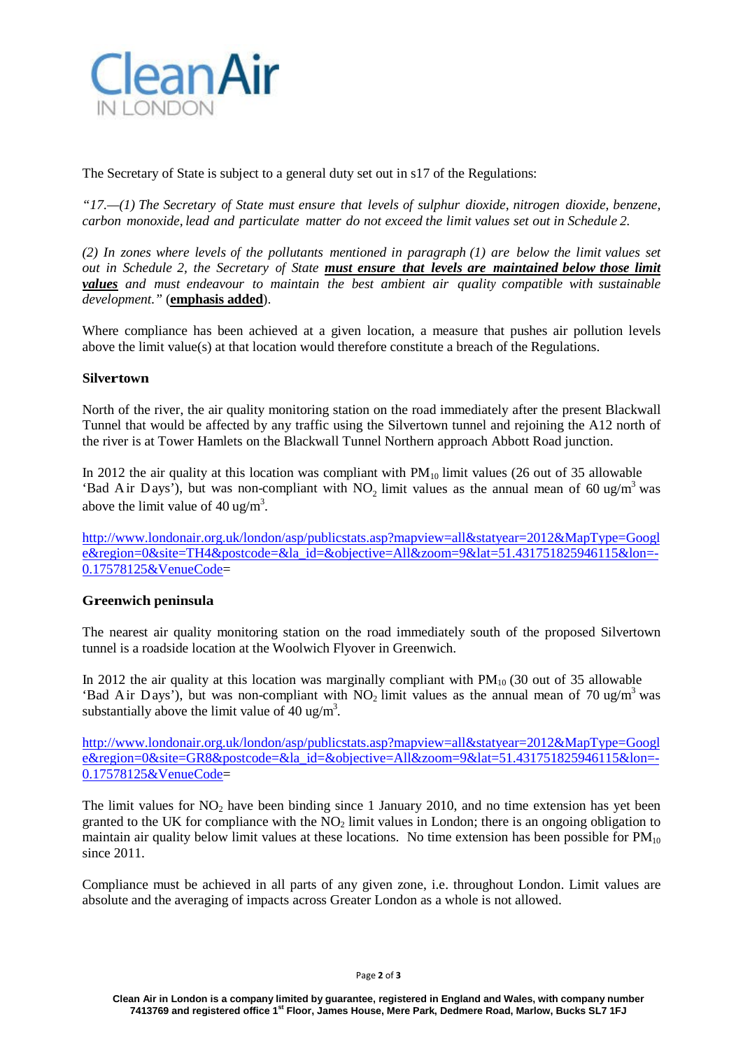The Secretary of State is subject to a general duty set out in s17 of the Regulations:

*"17.—(1) The Secretary of State must ensure that levels of sulphur dioxide, nitrogen dioxide, benzene, carbon monoxide, lead and particulate matter do not exceed the limit values set out in Schedule 2.*

*(2) In zones where levels of the pollutants mentioned in paragraph (1) are below the limit values set out in Schedule 2, the Secretary of State* ***must ensure that levels are maintained below those limit values*** *and must endeavour to maintain the best ambient air quality compatible with sustainable development."* (**emphasis added**).

Where compliance has been achieved at a given location, a measure that pushes air pollution levels above the limit value(s) at that location would therefore constitute a breach of the Regulations.

**Silvertown**

North of the river, the air quality monitoring station on the road immediately after the present Blackwall Tunnel that would be affected by any traffic using the Silvertown tunnel and rejoining the A12 north of the river is at Tower Hamlets on the Blackwall Tunnel Northern approach Abbott Road junction.

In 2012 the air quality at this location was compliant with $PM_{10}$ limit values (26 out of 35 allowable 'Bad Air Days'), but was non-compliant with $NO_2$ limit values as the annual mean of 60 ug/m$^3$ was above the limit value of 40 ug/m$^3$.

http://www.londonair.org.uk/london/asp/publicstats.asp?mapview=all&statyear=2012&MapType=Google&region=0&site=TH4&postcode=&la_id=&objective=All&zoom=9&lat=51.431751825946115&lon=-0.17578125&VenueCode=

**Greenwich peninsula**

The nearest air quality monitoring station on the road immediately south of the proposed Silvertown tunnel is a roadside location at the Woolwich Flyover in Greenwich.

In 2012 the air quality at this location was marginally compliant with $PM_{10}$ (30 out of 35 allowable 'Bad Air Days'), but was non-compliant with $NO_2$ limit values as the annual mean of 70 ug/m$^3$ was substantially above the limit value of 40 ug/m$^3$.

http://www.londonair.org.uk/london/asp/publicstats.asp?mapview=all&statyear=2012&MapType=Google&region=0&site=GR8&postcode=&la_id=&objective=All&zoom=9&lat=51.431751825946115&lon=-0.17578125&VenueCode=

The limit values for $NO_2$ have been binding since 1 January 2010, and no time extension has yet been granted to the UK for compliance with the $NO_2$ limit values in London; there is an ongoing obligation to maintain air quality below limit values at these locations. No time extension has been possible for $PM_{10}$ since 2011.

Compliance must be achieved in all parts of any given zone, i.e. throughout London. Limit values are absolute and the averaging of impacts across Greater London as a whole is not allowed.

**Clean Air in London is a company limited by guarantee, registered in England and Wales, with company number 7413769 and registered office 1st Floor, James House, Mere Park, Dedmere Road, Marlow, Bucks SL7 1FJ**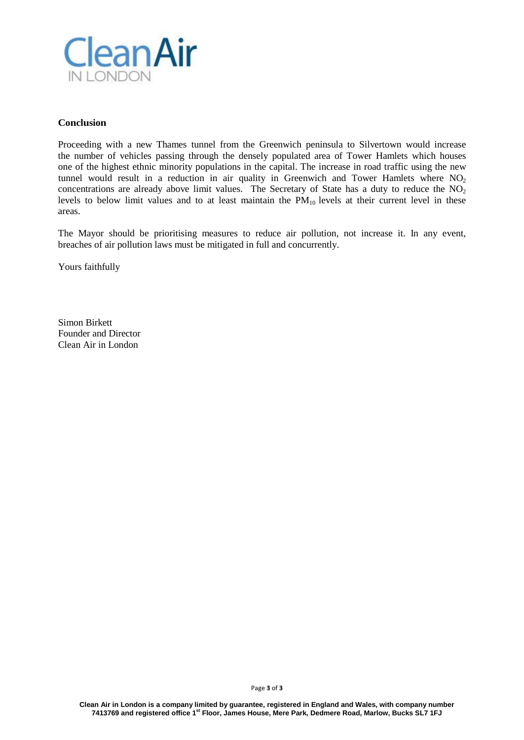**Conclusion**

Proceeding with a new Thames tunnel from the Greenwich peninsula to Silvertown would increase the number of vehicles passing through the densely populated area of Tower Hamlets which houses one of the highest ethnic minority populations in the capital. The increase in road traffic using the new tunnel would result in a reduction in air quality in Greenwich and Tower Hamlets where $NO_2$ concentrations are already above limit values. The Secretary of State has a duty to reduce the $NO_2$ levels to below limit values and to at least maintain the $PM_{10}$ levels at their current level in these areas.

The Mayor should be prioritising measures to reduce air pollution, not increase it. In any event, breaches of air pollution laws must be mitigated in full and concurrently.

Yours faithfully

Simon Birkett
Founder and Director
Clean Air in London

**Clean Air in London is a company limited by guarantee, registered in England and Wales, with company number 7413769 and registered office 1st Floor, James House, Mere Park, Dedmere Road, Marlow, Bucks SL7 1FJ**